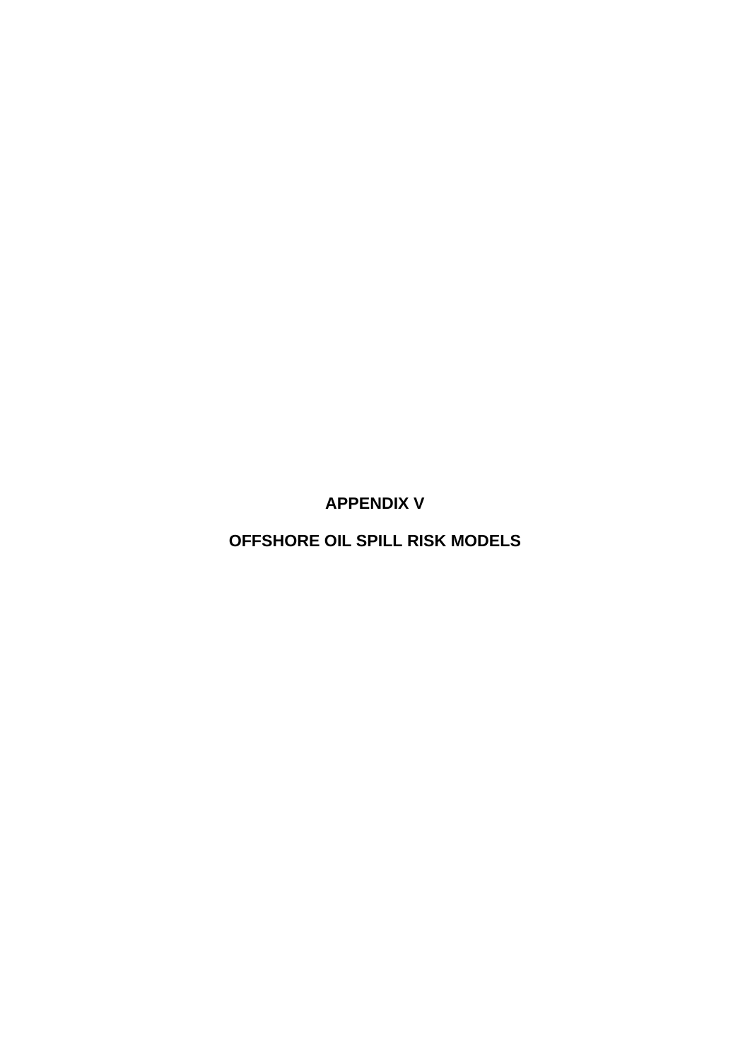# APPENDIX V

# OFFSHORE OIL SPILL RISK MODELS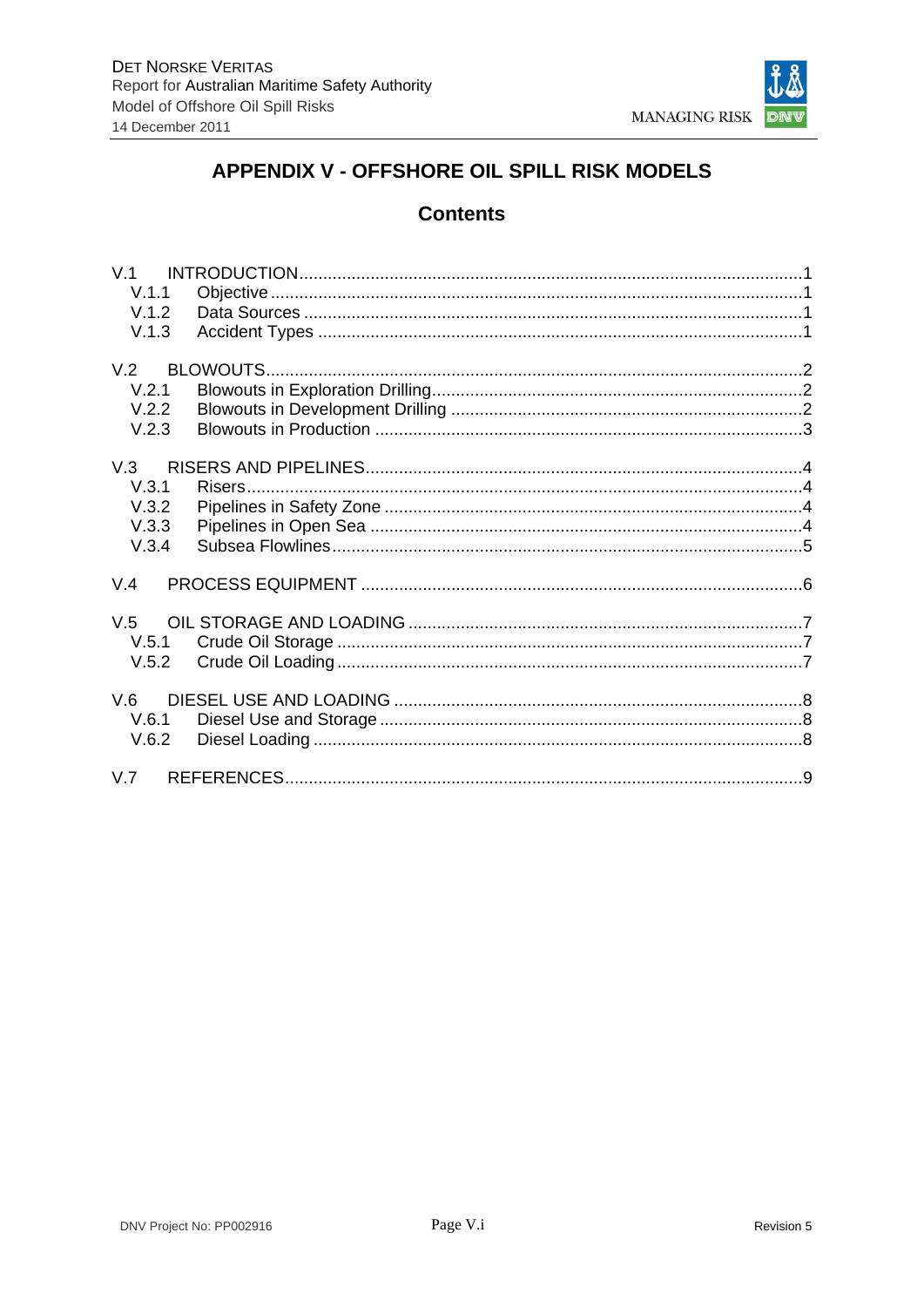# APPENDIX V - OFFSHORE OIL SPILL RISK MODELS

## Contents

V.1 INTRODUCTION ........ 1
- V.1.1 Objective ........ 1
- V.1.2 Data Sources ........ 1
- V.1.3 Accident Types ........ 1

V.2 BLOWOUTS ........ 2
- V.2.1 Blowouts in Exploration Drilling ........ 2
- V.2.2 Blowouts in Development Drilling ........ 2
- V.2.3 Blowouts in Production ........ 3

V.3 RISERS AND PIPELINES ........ 4
- V.3.1 Risers ........ 4
- V.3.2 Pipelines in Safety Zone ........ 4
- V.3.3 Pipelines in Open Sea ........ 4
- V.3.4 Subsea Flowlines ........ 5

V.4 PROCESS EQUIPMENT ........ 6

V.5 OIL STORAGE AND LOADING ........ 7
- V.5.1 Crude Oil Storage ........ 7
- V.5.2 Crude Oil Loading ........ 7

V.6 DIESEL USE AND LOADING ........ 8
- V.6.1 Diesel Use and Storage ........ 8
- V.6.2 Diesel Loading ........ 8

V.7 REFERENCES ........ 9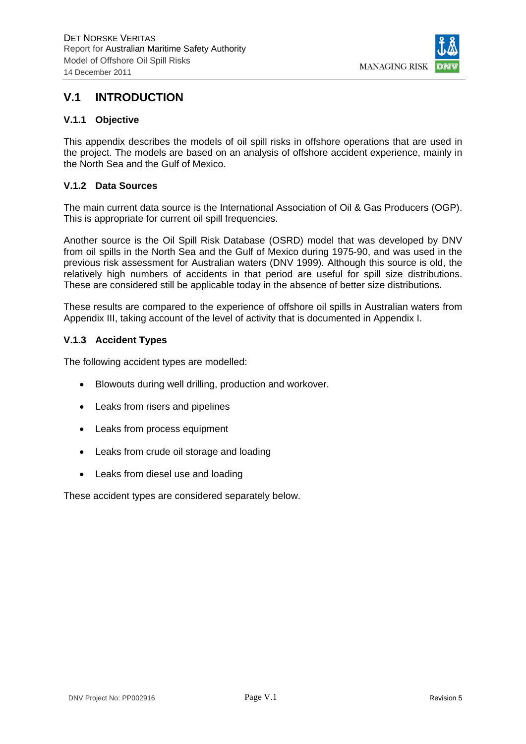# V.1 INTRODUCTION

## V.1.1 Objective

This appendix describes the models of oil spill risks in offshore operations that are used in the project. The models are based on an analysis of offshore accident experience, mainly in the North Sea and the Gulf of Mexico.

## V.1.2 Data Sources

The main current data source is the International Association of Oil & Gas Producers (OGP). This is appropriate for current oil spill frequencies.

Another source is the Oil Spill Risk Database (OSRD) model that was developed by DNV from oil spills in the North Sea and the Gulf of Mexico during 1975-90, and was used in the previous risk assessment for Australian waters (DNV 1999). Although this source is old, the relatively high numbers of accidents in that period are useful for spill size distributions. These are considered still be applicable today in the absence of better size distributions.

These results are compared to the experience of offshore oil spills in Australian waters from Appendix III, taking account of the level of activity that is documented in Appendix I.

## V.1.3 Accident Types

The following accident types are modelled:

- Blowouts during well drilling, production and workover.
- Leaks from risers and pipelines
- Leaks from process equipment
- Leaks from crude oil storage and loading
- Leaks from diesel use and loading

These accident types are considered separately below.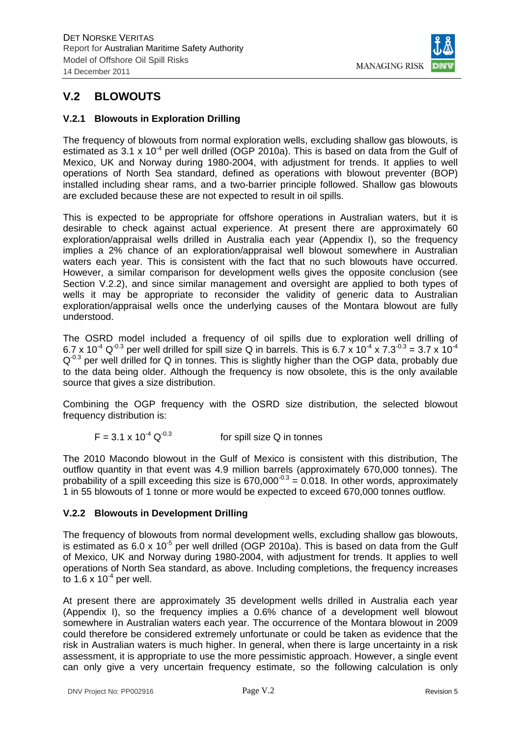## V.2 BLOWOUTS

### V.2.1 Blowouts in Exploration Drilling

The frequency of blowouts from normal exploration wells, excluding shallow gas blowouts, is estimated as $3.1 \times 10^{-4}$ per well drilled (OGP 2010a). This is based on data from the Gulf of Mexico, UK and Norway during 1980-2004, with adjustment for trends. It applies to well operations of North Sea standard, defined as operations with blowout preventer (BOP) installed including shear rams, and a two-barrier principle followed. Shallow gas blowouts are excluded because these are not expected to result in oil spills.

This is expected to be appropriate for offshore operations in Australian waters, but it is desirable to check against actual experience. At present there are approximately 60 exploration/appraisal wells drilled in Australia each year (Appendix I), so the frequency implies a 2% chance of an exploration/appraisal well blowout somewhere in Australian waters each year. This is consistent with the fact that no such blowouts have occurred. However, a similar comparison for development wells gives the opposite conclusion (see Section V.2.2), and since similar management and oversight are applied to both types of wells it may be appropriate to reconsider the validity of generic data to Australian exploration/appraisal wells once the underlying causes of the Montara blowout are fully understood.

The OSRD model included a frequency of oil spills due to exploration well drilling of $6.7 \times 10^{-4}\ Q^{-0.3}$ per well drilled for spill size Q in barrels. This is $6.7 \times 10^{-4} \times 7.3^{-0.3} = 3.7 \times 10^{-4}\ Q^{-0.3}$ per well drilled for Q in tonnes. This is slightly higher than the OGP data, probably due to the data being older. Although the frequency is now obsolete, this is the only available source that gives a size distribution.

Combining the OGP frequency with the OSRD size distribution, the selected blowout frequency distribution is:

$$F = 3.1 \times 10^{-4}\ Q^{-0.3} \qquad \text{for spill size Q in tonnes}$$

The 2010 Macondo blowout in the Gulf of Mexico is consistent with this distribution, The outflow quantity in that event was 4.9 million barrels (approximately 670,000 tonnes). The probability of a spill exceeding this size is $670{,}000^{-0.3} = 0.018$. In other words, approximately 1 in 55 blowouts of 1 tonne or more would be expected to exceed 670,000 tonnes outflow.

### V.2.2 Blowouts in Development Drilling

The frequency of blowouts from normal development wells, excluding shallow gas blowouts, is estimated as $6.0 \times 10^{-5}$ per well drilled (OGP 2010a). This is based on data from the Gulf of Mexico, UK and Norway during 1980-2004, with adjustment for trends. It applies to well operations of North Sea standard, as above. Including completions, the frequency increases to $1.6 \times 10^{-4}$ per well.

At present there are approximately 35 development wells drilled in Australia each year (Appendix I), so the frequency implies a 0.6% chance of a development well blowout somewhere in Australian waters each year. The occurrence of the Montara blowout in 2009 could therefore be considered extremely unfortunate or could be taken as evidence that the risk in Australian waters is much higher. In general, when there is large uncertainty in a risk assessment, it is appropriate to use the more pessimistic approach. However, a single event can only give a very uncertain frequency estimate, so the following calculation is only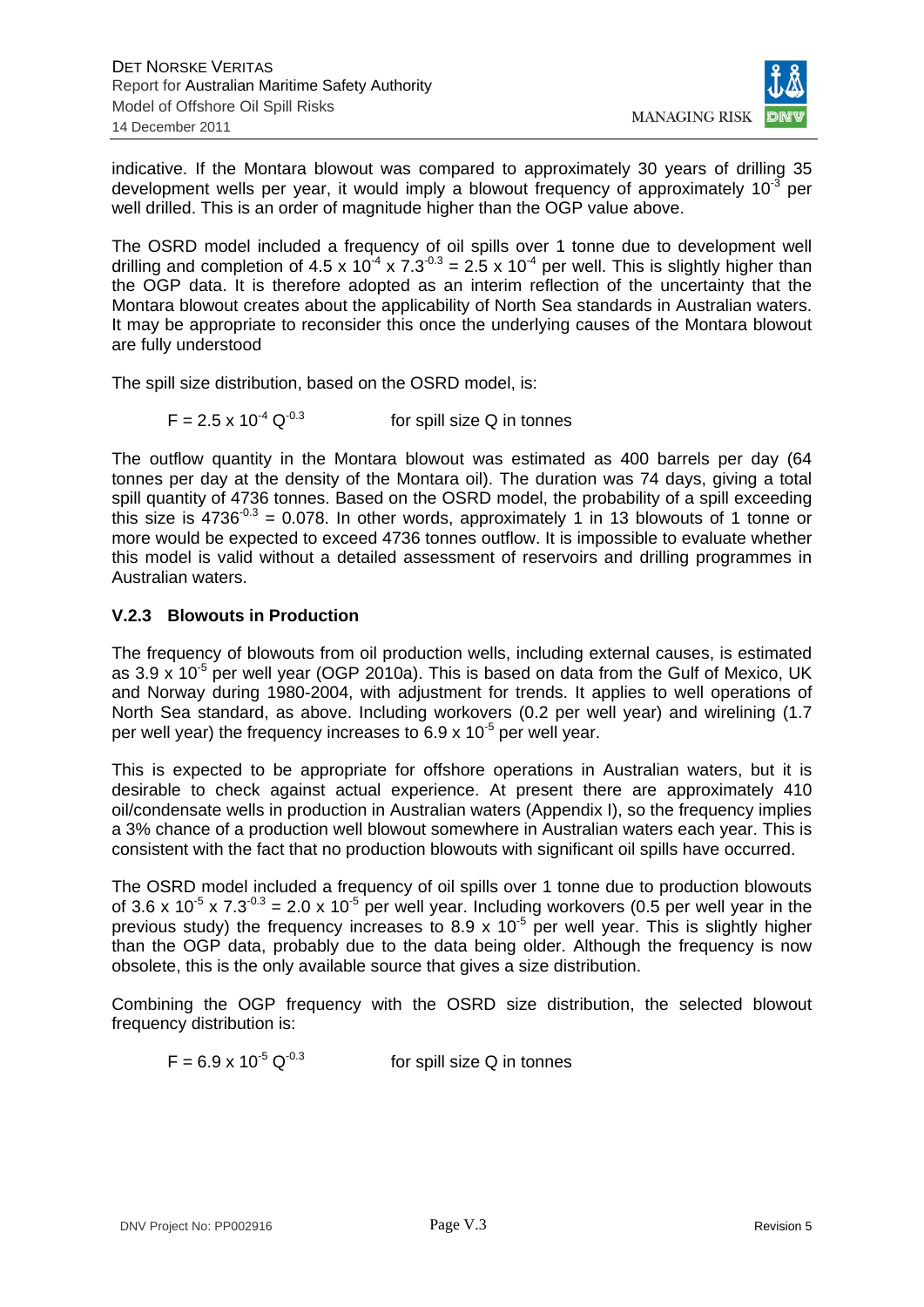indicative. If the Montara blowout was compared to approximately 30 years of drilling 35 development wells per year, it would imply a blowout frequency of approximately $10^{-3}$ per well drilled. This is an order of magnitude higher than the OGP value above.

The OSRD model included a frequency of oil spills over 1 tonne due to development well drilling and completion of $4.5 \times 10^{-4} \times 7.3^{-0.3} = 2.5 \times 10^{-4}$ per well. This is slightly higher than the OGP data. It is therefore adopted as an interim reflection of the uncertainty that the Montara blowout creates about the applicability of North Sea standards in Australian waters. It may be appropriate to reconsider this once the underlying causes of the Montara blowout are fully understood

The spill size distribution, based on the OSRD model, is:

$$F = 2.5 \times 10^{-4} Q^{-0.3} \qquad \text{for spill size Q in tonnes}$$

The outflow quantity in the Montara blowout was estimated as 400 barrels per day (64 tonnes per day at the density of the Montara oil). The duration was 74 days, giving a total spill quantity of 4736 tonnes. Based on the OSRD model, the probability of a spill exceeding this size is $4736^{-0.3} = 0.078$. In other words, approximately 1 in 13 blowouts of 1 tonne or more would be expected to exceed 4736 tonnes outflow. It is impossible to evaluate whether this model is valid without a detailed assessment of reservoirs and drilling programmes in Australian waters.

### V.2.3 Blowouts in Production

The frequency of blowouts from oil production wells, including external causes, is estimated as $3.9 \times 10^{-5}$ per well year (OGP 2010a). This is based on data from the Gulf of Mexico, UK and Norway during 1980-2004, with adjustment for trends. It applies to well operations of North Sea standard, as above. Including workovers (0.2 per well year) and wirelining (1.7 per well year) the frequency increases to $6.9 \times 10^{-5}$ per well year.

This is expected to be appropriate for offshore operations in Australian waters, but it is desirable to check against actual experience. At present there are approximately 410 oil/condensate wells in production in Australian waters (Appendix I), so the frequency implies a 3% chance of a production well blowout somewhere in Australian waters each year. This is consistent with the fact that no production blowouts with significant oil spills have occurred.

The OSRD model included a frequency of oil spills over 1 tonne due to production blowouts of $3.6 \times 10^{-5} \times 7.3^{-0.3} = 2.0 \times 10^{-5}$ per well year. Including workovers (0.5 per well year in the previous study) the frequency increases to $8.9 \times 10^{-5}$ per well year. This is slightly higher than the OGP data, probably due to the data being older. Although the frequency is now obsolete, this is the only available source that gives a size distribution.

Combining the OGP frequency with the OSRD size distribution, the selected blowout frequency distribution is:

$$F = 6.9 \times 10^{-5} Q^{-0.3} \qquad \text{for spill size Q in tonnes}$$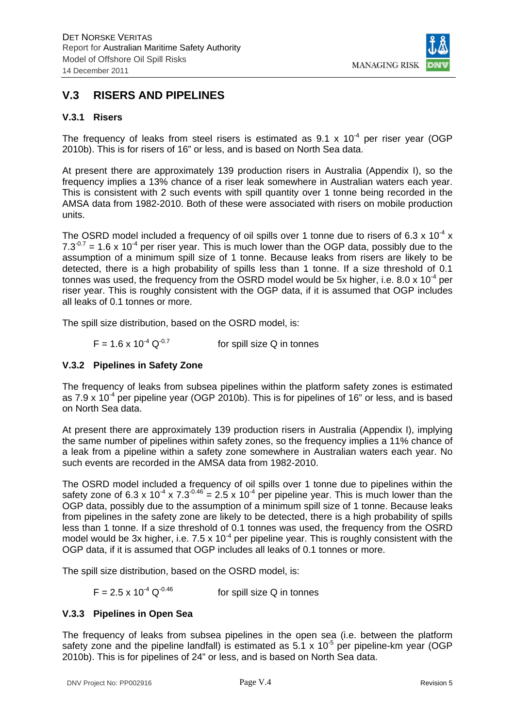## V.3 RISERS AND PIPELINES

### V.3.1 Risers

The frequency of leaks from steel risers is estimated as $9.1 \times 10^{-4}$ per riser year (OGP 2010b). This is for risers of 16" or less, and is based on North Sea data.

At present there are approximately 139 production risers in Australia (Appendix I), so the frequency implies a 13% chance of a riser leak somewhere in Australian waters each year. This is consistent with 2 such events with spill quantity over 1 tonne being recorded in the AMSA data from 1982-2010. Both of these were associated with risers on mobile production units.

The OSRD model included a frequency of oil spills over 1 tonne due to risers of $6.3 \times 10^{-4} \times 7.3^{-0.7} = 1.6 \times 10^{-4}$ per riser year. This is much lower than the OGP data, possibly due to the assumption of a minimum spill size of 1 tonne. Because leaks from risers are likely to be detected, there is a high probability of spills less than 1 tonne. If a size threshold of 0.1 tonnes was used, the frequency from the OSRD model would be 5x higher, i.e. $8.0 \times 10^{-4}$ per riser year. This is roughly consistent with the OGP data, if it is assumed that OGP includes all leaks of 0.1 tonnes or more.

The spill size distribution, based on the OSRD model, is:

$F = 1.6 \times 10^{-4}\ Q^{-0.7}$ for spill size Q in tonnes

### V.3.2 Pipelines in Safety Zone

The frequency of leaks from subsea pipelines within the platform safety zones is estimated as $7.9 \times 10^{-4}$ per pipeline year (OGP 2010b). This is for pipelines of 16" or less, and is based on North Sea data.

At present there are approximately 139 production risers in Australia (Appendix I), implying the same number of pipelines within safety zones, so the frequency implies a 11% chance of a leak from a pipeline within a safety zone somewhere in Australian waters each year. No such events are recorded in the AMSA data from 1982-2010.

The OSRD model included a frequency of oil spills over 1 tonne due to pipelines within the safety zone of $6.3 \times 10^{-4} \times 7.3^{-0.46} = 2.5 \times 10^{-4}$ per pipeline year. This is much lower than the OGP data, possibly due to the assumption of a minimum spill size of 1 tonne. Because leaks from pipelines in the safety zone are likely to be detected, there is a high probability of spills less than 1 tonne. If a size threshold of 0.1 tonnes was used, the frequency from the OSRD model would be 3x higher, i.e. $7.5 \times 10^{-4}$ per pipeline year. This is roughly consistent with the OGP data, if it is assumed that OGP includes all leaks of 0.1 tonnes or more.

The spill size distribution, based on the OSRD model, is:

$F = 2.5 \times 10^{-4}\ Q^{-0.46}$ for spill size Q in tonnes

### V.3.3 Pipelines in Open Sea

The frequency of leaks from subsea pipelines in the open sea (i.e. between the platform safety zone and the pipeline landfall) is estimated as $5.1 \times 10^{-5}$ per pipeline-km year (OGP 2010b). This is for pipelines of 24" or less, and is based on North Sea data.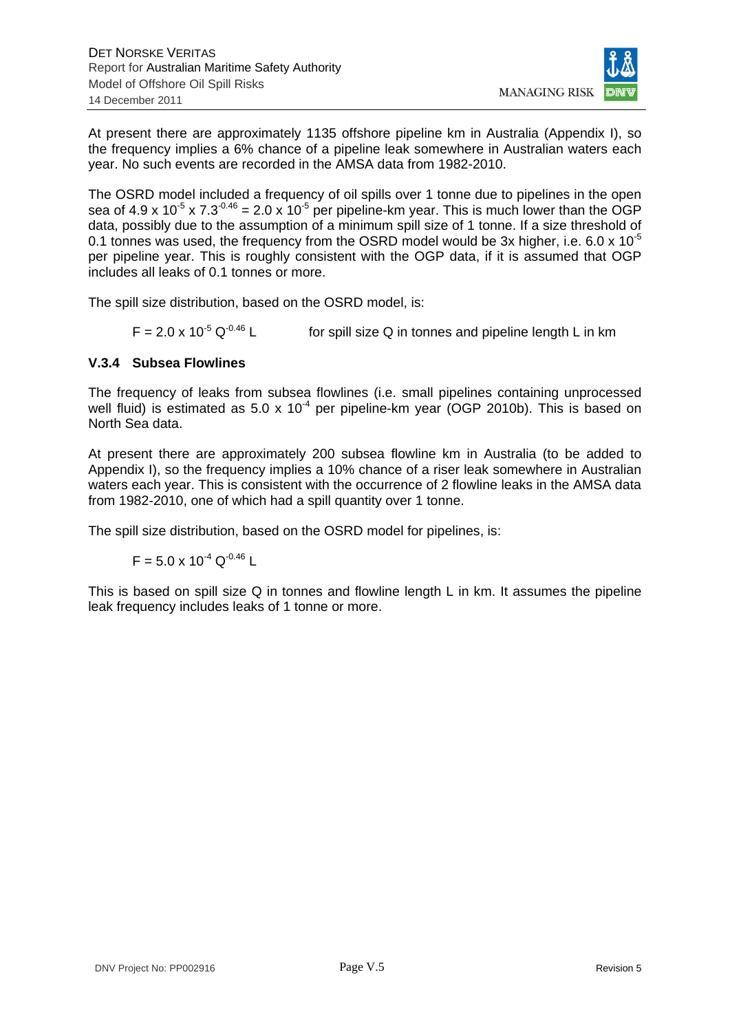At present there are approximately 1135 offshore pipeline km in Australia (Appendix I), so the frequency implies a 6% chance of a pipeline leak somewhere in Australian waters each year. No such events are recorded in the AMSA data from 1982-2010.

The OSRD model included a frequency of oil spills over 1 tonne due to pipelines in the open sea of $4.9 \times 10^{-5} \times 7.3^{-0.46} = 2.0 \times 10^{-5}$ per pipeline-km year. This is much lower than the OGP data, possibly due to the assumption of a minimum spill size of 1 tonne. If a size threshold of 0.1 tonnes was used, the frequency from the OSRD model would be 3x higher, i.e. $6.0 \times 10^{-5}$ per pipeline year. This is roughly consistent with the OGP data, if it is assumed that OGP includes all leaks of 0.1 tonnes or more.

The spill size distribution, based on the OSRD model, is:

$$F = 2.0 \times 10^{-5} Q^{-0.46} L \qquad \text{for spill size Q in tonnes and pipeline length L in km}$$

### V.3.4 Subsea Flowlines

The frequency of leaks from subsea flowlines (i.e. small pipelines containing unprocessed well fluid) is estimated as $5.0 \times 10^{-4}$ per pipeline-km year (OGP 2010b). This is based on North Sea data.

At present there are approximately 200 subsea flowline km in Australia (to be added to Appendix I), so the frequency implies a 10% chance of a riser leak somewhere in Australian waters each year. This is consistent with the occurrence of 2 flowline leaks in the AMSA data from 1982-2010, one of which had a spill quantity over 1 tonne.

The spill size distribution, based on the OSRD model for pipelines, is:

$$F = 5.0 \times 10^{-4} Q^{-0.46} L$$

This is based on spill size Q in tonnes and flowline length L in km. It assumes the pipeline leak frequency includes leaks of 1 tonne or more.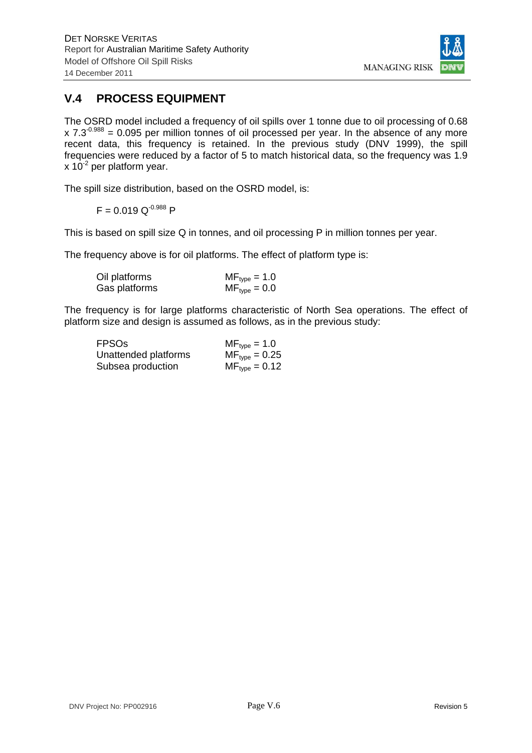## V.4 PROCESS EQUIPMENT

The OSRD model included a frequency of oil spills over 1 tonne due to oil processing of 0.68 x $7.3^{-0.988}$ = 0.095 per million tonnes of oil processed per year. In the absence of any more recent data, this frequency is retained. In the previous study (DNV 1999), the spill frequencies were reduced by a factor of 5 to match historical data, so the frequency was 1.9 x $10^{-2}$ per platform year.

The spill size distribution, based on the OSRD model, is:

$$F = 0.019\, Q^{-0.988}\, P$$

This is based on spill size Q in tonnes, and oil processing P in million tonnes per year.

The frequency above is for oil platforms. The effect of platform type is:

| | |
|---|---|
| Oil platforms | $MF_{type} = 1.0$ |
| Gas platforms | $MF_{type} = 0.0$ |

The frequency is for large platforms characteristic of North Sea operations. The effect of platform size and design is assumed as follows, as in the previous study:

| | |
|---|---|
| FPSOs | $MF_{type} = 1.0$ |
| Unattended platforms | $MF_{type} = 0.25$ |
| Subsea production | $MF_{type} = 0.12$ |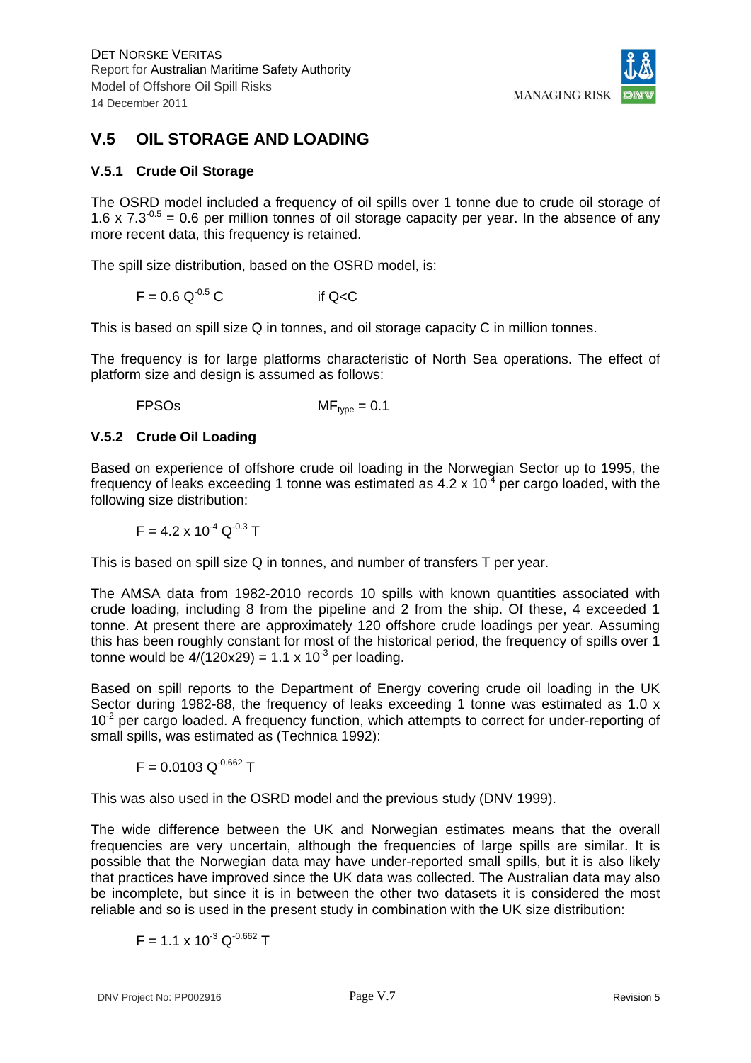## V.5 OIL STORAGE AND LOADING

### V.5.1 Crude Oil Storage

The OSRD model included a frequency of oil spills over 1 tonne due to crude oil storage of $1.6 \times 7.3^{-0.5} = 0.6$ per million tonnes of oil storage capacity per year. In the absence of any more recent data, this frequency is retained.

The spill size distribution, based on the OSRD model, is:

$$F = 0.6\, Q^{-0.5}\, C \qquad \text{if } Q<C$$

This is based on spill size Q in tonnes, and oil storage capacity C in million tonnes.

The frequency is for large platforms characteristic of North Sea operations. The effect of platform size and design is assumed as follows:

FPSOs $\qquad MF_{type} = 0.1$

### V.5.2 Crude Oil Loading

Based on experience of offshore crude oil loading in the Norwegian Sector up to 1995, the frequency of leaks exceeding 1 tonne was estimated as $4.2 \times 10^{-4}$ per cargo loaded, with the following size distribution:

$$F = 4.2 \times 10^{-4}\, Q^{-0.3}\, T$$

This is based on spill size Q in tonnes, and number of transfers T per year.

The AMSA data from 1982-2010 records 10 spills with known quantities associated with crude loading, including 8 from the pipeline and 2 from the ship. Of these, 4 exceeded 1 tonne. At present there are approximately 120 offshore crude loadings per year. Assuming this has been roughly constant for most of the historical period, the frequency of spills over 1 tonne would be $4/(120 \times 29) = 1.1 \times 10^{-3}$ per loading.

Based on spill reports to the Department of Energy covering crude oil loading in the UK Sector during 1982-88, the frequency of leaks exceeding 1 tonne was estimated as $1.0 \times 10^{-2}$ per cargo loaded. A frequency function, which attempts to correct for under-reporting of small spills, was estimated as (Technica 1992):

$$F = 0.0103\, Q^{-0.662}\, T$$

This was also used in the OSRD model and the previous study (DNV 1999).

The wide difference between the UK and Norwegian estimates means that the overall frequencies are very uncertain, although the frequencies of large spills are similar. It is possible that the Norwegian data may have under-reported small spills, but it is also likely that practices have improved since the UK data was collected. The Australian data may also be incomplete, but since it is in between the other two datasets it is considered the most reliable and so is used in the present study in combination with the UK size distribution:

$$F = 1.1 \times 10^{-3}\, Q^{-0.662}\, T$$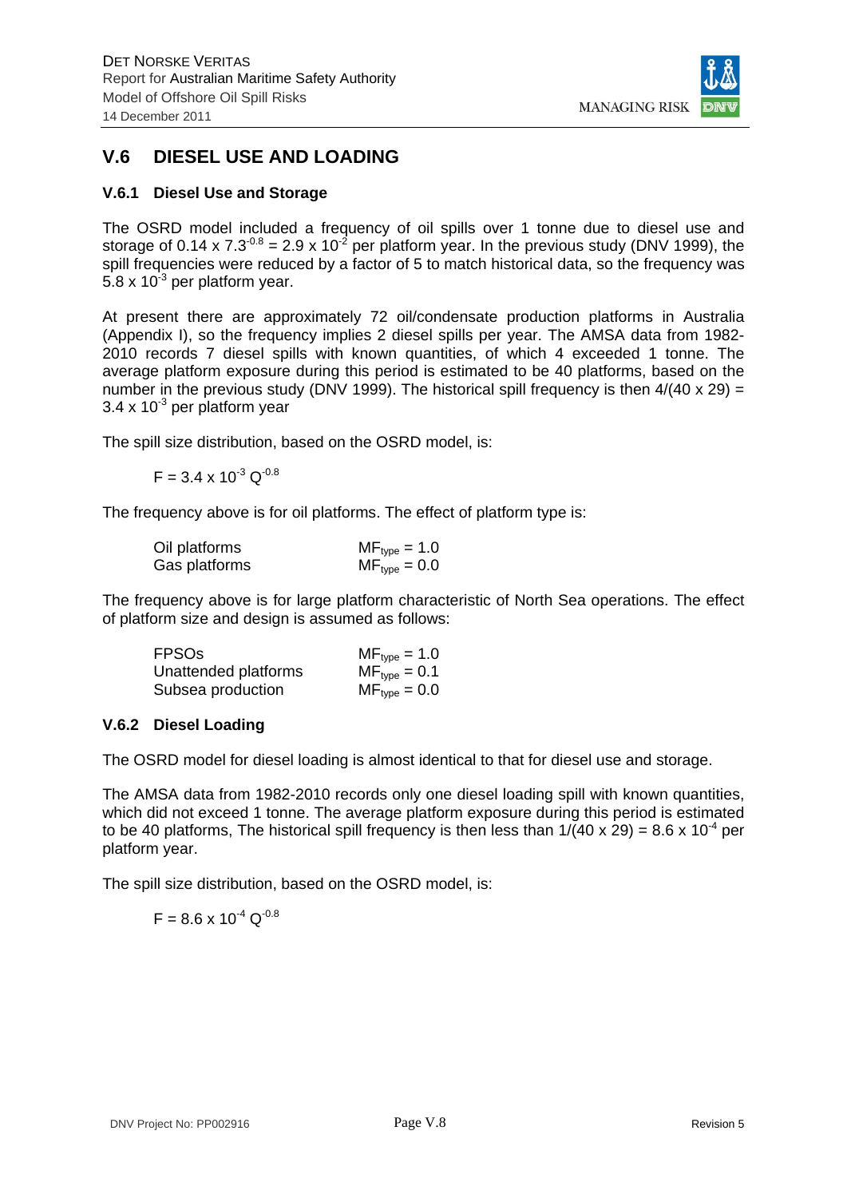## V.6 DIESEL USE AND LOADING

### V.6.1 Diesel Use and Storage

The OSRD model included a frequency of oil spills over 1 tonne due to diesel use and storage of $0.14 \times 7.3^{-0.8} = 2.9 \times 10^{-2}$ per platform year. In the previous study (DNV 1999), the spill frequencies were reduced by a factor of 5 to match historical data, so the frequency was $5.8 \times 10^{-3}$ per platform year.

At present there are approximately 72 oil/condensate production platforms in Australia (Appendix I), so the frequency implies 2 diesel spills per year. The AMSA data from 1982-2010 records 7 diesel spills with known quantities, of which 4 exceeded 1 tonne. The average platform exposure during this period is estimated to be 40 platforms, based on the number in the previous study (DNV 1999). The historical spill frequency is then $4/(40 \times 29) = 3.4 \times 10^{-3}$ per platform year

The spill size distribution, based on the OSRD model, is:

$$F = 3.4 \times 10^{-3}\ Q^{-0.8}$$

The frequency above is for oil platforms. The effect of platform type is:

| | |
|---|---|
| Oil platforms | $MF_{type} = 1.0$ |
| Gas platforms | $MF_{type} = 0.0$ |

The frequency above is for large platform characteristic of North Sea operations. The effect of platform size and design is assumed as follows:

| | |
|---|---|
| FPSOs | $MF_{type} = 1.0$ |
| Unattended platforms | $MF_{type} = 0.1$ |
| Subsea production | $MF_{type} = 0.0$ |

### V.6.2 Diesel Loading

The OSRD model for diesel loading is almost identical to that for diesel use and storage.

The AMSA data from 1982-2010 records only one diesel loading spill with known quantities, which did not exceed 1 tonne. The average platform exposure during this period is estimated to be 40 platforms, The historical spill frequency is then less than $1/(40 \times 29) = 8.6 \times 10^{-4}$ per platform year.

The spill size distribution, based on the OSRD model, is:

$$F = 8.6 \times 10^{-4}\ Q^{-0.8}$$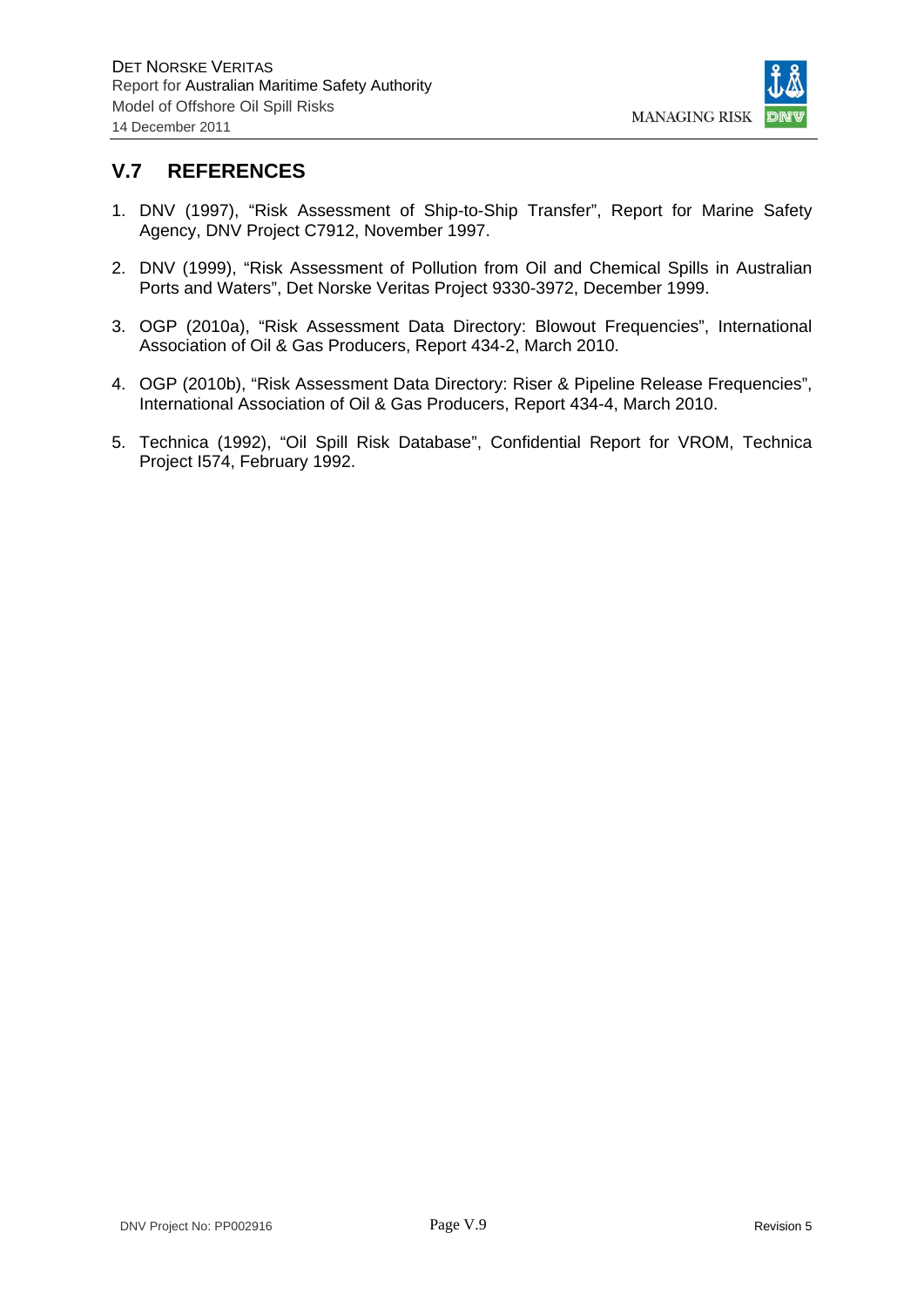## V.7 REFERENCES

1. DNV (1997), "Risk Assessment of Ship-to-Ship Transfer", Report for Marine Safety Agency, DNV Project C7912, November 1997.
2. DNV (1999), "Risk Assessment of Pollution from Oil and Chemical Spills in Australian Ports and Waters", Det Norske Veritas Project 9330-3972, December 1999.
3. OGP (2010a), "Risk Assessment Data Directory: Blowout Frequencies", International Association of Oil & Gas Producers, Report 434-2, March 2010.
4. OGP (2010b), "Risk Assessment Data Directory: Riser & Pipeline Release Frequencies", International Association of Oil & Gas Producers, Report 434-4, March 2010.
5. Technica (1992), "Oil Spill Risk Database", Confidential Report for VROM, Technica Project I574, February 1992.